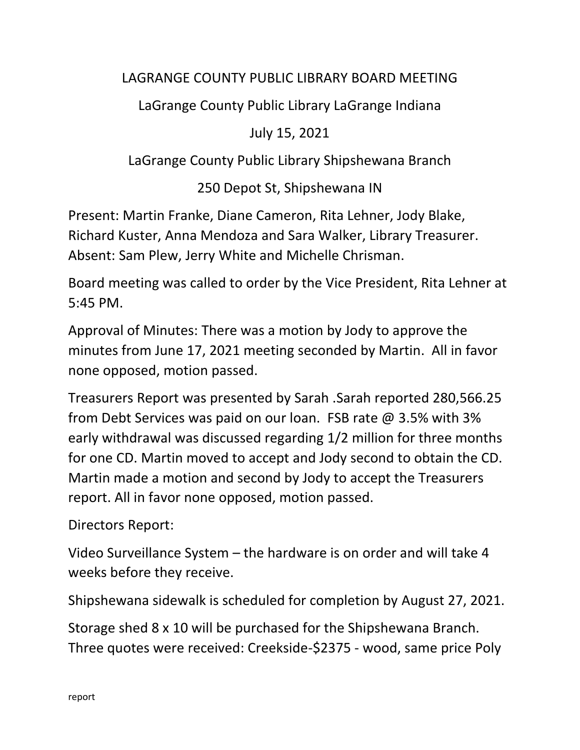LAGRANGE COUNTY PUBLIC LIBRARY BOARD MEETING

LaGrange County Public Library LaGrange Indiana

July 15, 2021

LaGrange County Public Library Shipshewana Branch

250 Depot St, Shipshewana IN

Present: Martin Franke, Diane Cameron, Rita Lehner, Jody Blake, Richard Kuster, Anna Mendoza and Sara Walker, Library Treasurer. Absent: Sam Plew, Jerry White and Michelle Chrisman.

Board meeting was called to order by the Vice President, Rita Lehner at 5:45 PM.

Approval of Minutes: There was a motion by Jody to approve the minutes from June 17, 2021 meeting seconded by Martin. All in favor none opposed, motion passed.

Treasurers Report was presented by Sarah .Sarah reported 280,566.25 from Debt Services was paid on our loan. FSB rate @ 3.5% with 3% early withdrawal was discussed regarding 1/2 million for three months for one CD. Martin moved to accept and Jody second to obtain the CD. Martin made a motion and second by Jody to accept the Treasurers report. All in favor none opposed, motion passed.

Directors Report:

Video Surveillance System – the hardware is on order and will take 4 weeks before they receive.

Shipshewana sidewalk is scheduled for completion by August 27, 2021.

Storage shed 8 x 10 will be purchased for the Shipshewana Branch. Three quotes were received: Creekside-$2375 - wood, same price Poly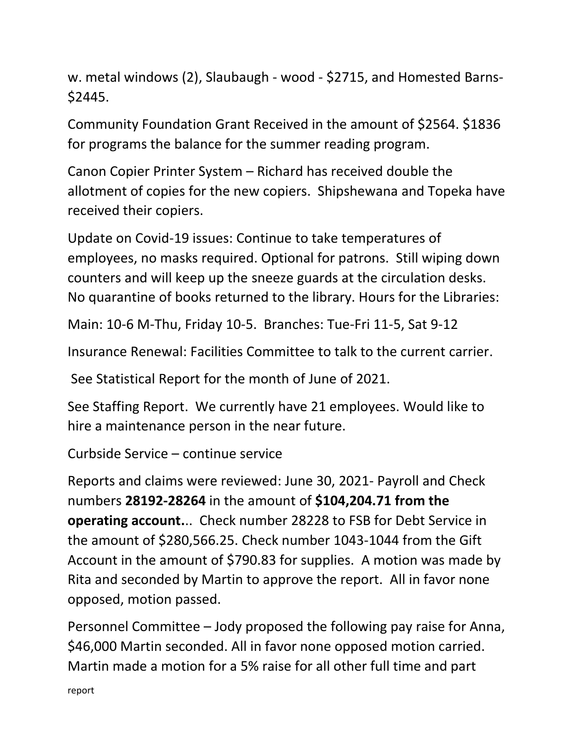w. metal windows (2), Slaubaugh - wood - $2715, and Homested Barns- $2445.

Community Foundation Grant Received in the amount of $2564. $1836 for programs the balance for the summer reading program.

Canon Copier Printer System – Richard has received double the allotment of copies for the new copiers. Shipshewana and Topeka have received their copiers.

Update on Covid-19 issues: Continue to take temperatures of employees, no masks required. Optional for patrons. Still wiping down counters and will keep up the sneeze guards at the circulation desks. No quarantine of books returned to the library. Hours for the Libraries:

Main: 10-6 M-Thu, Friday 10-5. Branches: Tue-Fri 11-5, Sat 9-12

Insurance Renewal: Facilities Committee to talk to the current carrier.

See Statistical Report for the month of June of 2021.

See Staffing Report. We currently have 21 employees. Would like to hire a maintenance person in the near future.

Curbside Service – continue service

Reports and claims were reviewed: June 30, 2021- Payroll and Check numbers **28192-28264** in the amount of **$104,204.71 from the operating account.**.. Check number 28228 to FSB for Debt Service in the amount of $280,566.25. Check number 1043-1044 from the Gift Account in the amount of $790.83 for supplies. A motion was made by Rita and seconded by Martin to approve the report. All in favor none opposed, motion passed.

Personnel Committee – Jody proposed the following pay raise for Anna, $46,000 Martin seconded. All in favor none opposed motion carried. Martin made a motion for a 5% raise for all other full time and part

report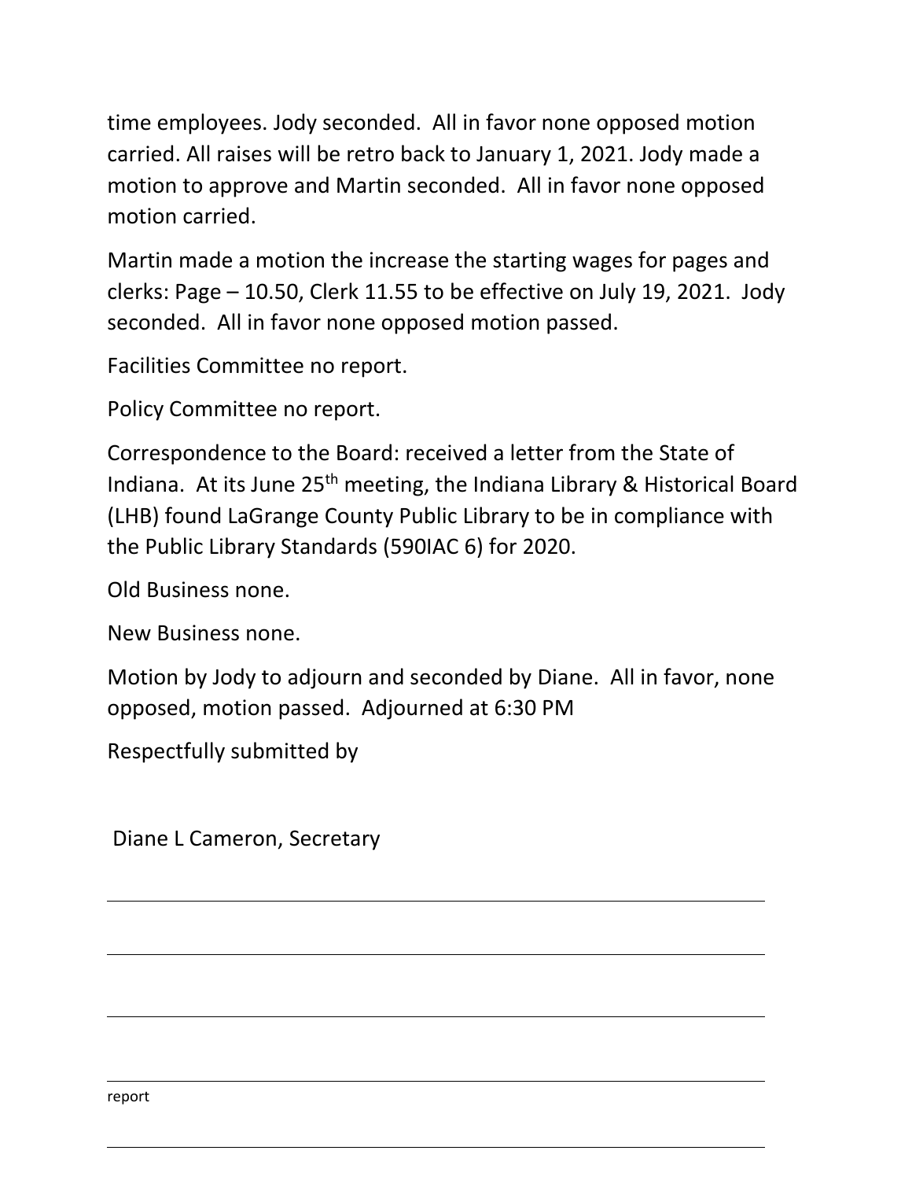time employees. Jody seconded. All in favor none opposed motion carried. All raises will be retro back to January 1, 2021. Jody made a motion to approve and Martin seconded. All in favor none opposed motion carried.

Martin made a motion the increase the starting wages for pages and clerks: Page – 10.50, Clerk 11.55 to be effective on July 19, 2021. Jody seconded. All in favor none opposed motion passed.

Facilities Committee no report.

Policy Committee no report.

Correspondence to the Board: received a letter from the State of Indiana. At its June 25th meeting, the Indiana Library & Historical Board (LHB) found LaGrange County Public Library to be in compliance with the Public Library Standards (590IAC 6) for 2020.

Old Business none.

New Business none.

Motion by Jody to adjourn and seconded by Diane. All in favor, none opposed, motion passed. Adjourned at 6:30 PM

Respectfully submitted by

Diane L Cameron, Secretary

report